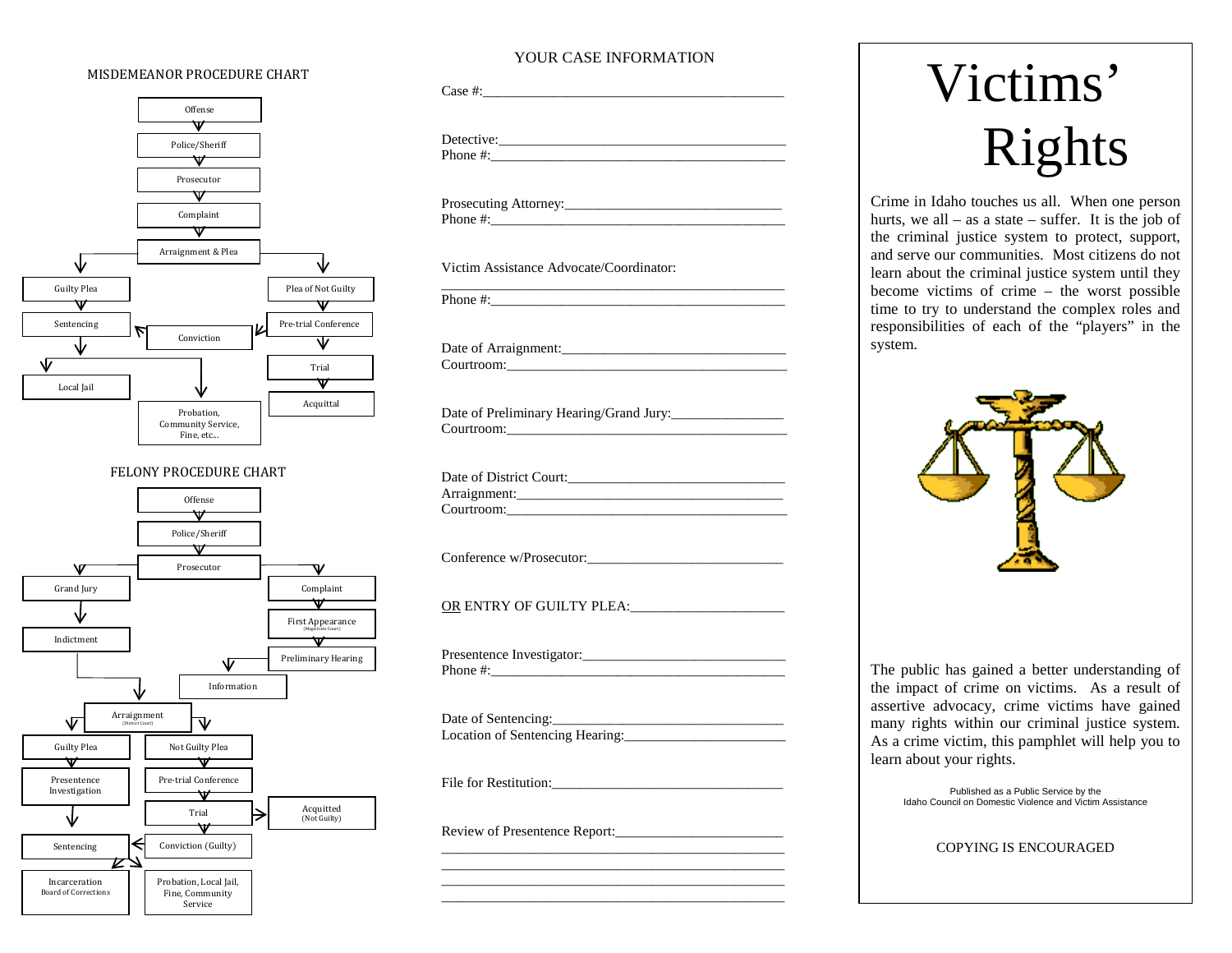## MISDEMEANOR PROCEDURE CHART

- Offense
- Police/Sheriff
- Prosecutor
- Complaint
- Arraignment & Plea
  - Guilty Plea → Sentencing
  - Plea of Not Guilty → Pre-trial Conference → Trial → Acquittal
  - Conviction → Sentencing
- Sentencing → Local Jail; Probation, Community Service, Fine, etc...

## FELONY PROCEDURE CHART

- Offense
- Police/Sheriff
- Prosecutor
  - Grand Jury → Indictment → Arraignment (District Court)
  - Complaint → First Appearance (Magistrate Court) → Preliminary Hearing → Information → Arraignment (District Court)
- Arraignment (District Court)
  - Guilty Plea → Presentence Investigation → Sentencing
  - Not Guilty Plea → Pre-trial Conference → Trial → Acquitted (Not Guilty)
  - Trial → Conviction (Guilty) → Sentencing
- Sentencing → Incarceration (Board of Corrections); Probation, Local Jail, Fine, Community Service

## YOUR CASE INFORMATION

Case #:____________________________________________

Detective:__________________________________________
Phone #:___________________________________________

Prosecuting Attorney:________________________________
Phone #:___________________________________________

Victim Assistance Advocate/Coordinator:

___________________________________________________
Phone #:___________________________________________

Date of Arraignment:_________________________________
Courtroom:_________________________________________

Date of Preliminary Hearing/Grand Jury:________________
Courtroom:_________________________________________

Date of District Court:_______________________________
Arraignment:_______________________________________
Courtroom:_________________________________________

Conference w/Prosecutor:_____________________________

OR ENTRY OF GUILTY PLEA:_______________________

Presentence Investigator:_____________________________
Phone #:___________________________________________

Date of Sentencing:__________________________________
Location of Sentencing Hearing:_______________________

File for Restitution:_________________________________

Review of Presentence Report:_________________________
___________________________________________________
___________________________________________________
___________________________________________________
___________________________________________________

# Victims' Rights

Crime in Idaho touches us all. When one person hurts, we all – as a state – suffer. It is the job of the criminal justice system to protect, support, and serve our communities. Most citizens do not learn about the criminal justice system until they become victims of crime – the worst possible time to try to understand the complex roles and responsibilities of each of the "players" in the system.

The public has gained a better understanding of the impact of crime on victims. As a result of assertive advocacy, crime victims have gained many rights within our criminal justice system. As a crime victim, this pamphlet will help you to learn about your rights.

Published as a Public Service by the
Idaho Council on Domestic Violence and Victim Assistance

COPYING IS ENCOURAGED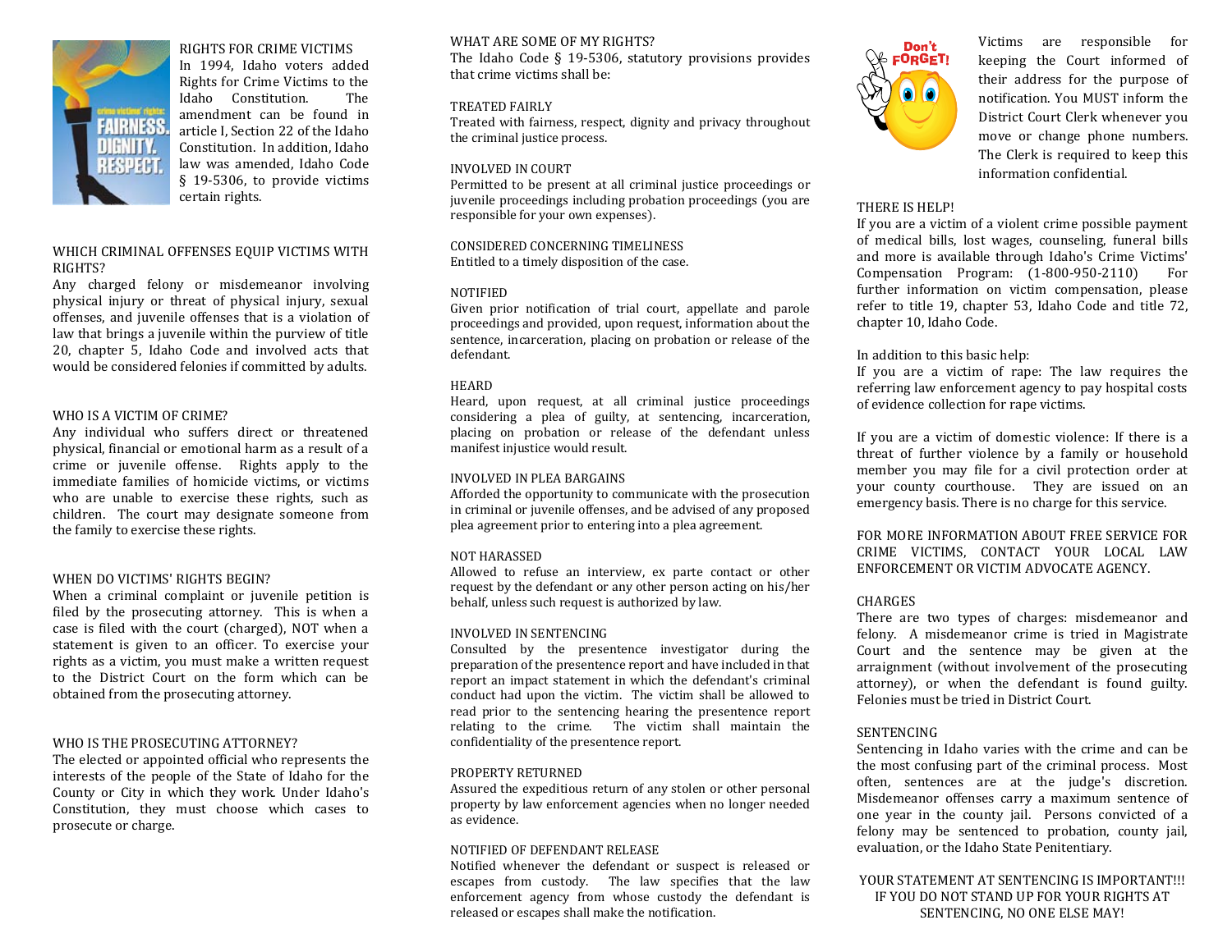## RIGHTS FOR CRIME VICTIMS

In 1994, Idaho voters added Rights for Crime Victims to the Idaho Constitution. The amendment can be found in article I, Section 22 of the Idaho Constitution. In addition, Idaho law was amended, Idaho Code § 19-5306, to provide victims certain rights.

## WHICH CRIMINAL OFFENSES EQUIP VICTIMS WITH RIGHTS?

Any charged felony or misdemeanor involving physical injury or threat of physical injury, sexual offenses, and juvenile offenses that is a violation of law that brings a juvenile within the purview of title 20, chapter 5, Idaho Code and involved acts that would be considered felonies if committed by adults.

## WHO IS A VICTIM OF CRIME?

Any individual who suffers direct or threatened physical, financial or emotional harm as a result of a crime or juvenile offense. Rights apply to the immediate families of homicide victims, or victims who are unable to exercise these rights, such as children. The court may designate someone from the family to exercise these rights.

## WHEN DO VICTIMS' RIGHTS BEGIN?

When a criminal complaint or juvenile petition is filed by the prosecuting attorney. This is when a case is filed with the court (charged), NOT when a statement is given to an officer. To exercise your rights as a victim, you must make a written request to the District Court on the form which can be obtained from the prosecuting attorney.

## WHO IS THE PROSECUTING ATTORNEY?

The elected or appointed official who represents the interests of the people of the State of Idaho for the County or City in which they work. Under Idaho's Constitution, they must choose which cases to prosecute or charge.

## WHAT ARE SOME OF MY RIGHTS?

The Idaho Code § 19-5306, statutory provisions provides that crime victims shall be:

### TREATED FAIRLY

Treated with fairness, respect, dignity and privacy throughout the criminal justice process.

### INVOLVED IN COURT

Permitted to be present at all criminal justice proceedings or juvenile proceedings including probation proceedings (you are responsible for your own expenses).

### CONSIDERED CONCERNING TIMELINESS

Entitled to a timely disposition of the case.

### NOTIFIED

Given prior notification of trial court, appellate and parole proceedings and provided, upon request, information about the sentence, incarceration, placing on probation or release of the defendant.

### HEARD

Heard, upon request, at all criminal justice proceedings considering a plea of guilty, at sentencing, incarceration, placing on probation or release of the defendant unless manifest injustice would result.

### INVOLVED IN PLEA BARGAINS

Afforded the opportunity to communicate with the prosecution in criminal or juvenile offenses, and be advised of any proposed plea agreement prior to entering into a plea agreement.

### NOT HARASSED

Allowed to refuse an interview, ex parte contact or other request by the defendant or any other person acting on his/her behalf, unless such request is authorized by law.

### INVOLVED IN SENTENCING

Consulted by the presentence investigator during the preparation of the presentence report and have included in that report an impact statement in which the defendant's criminal conduct had upon the victim. The victim shall be allowed to read prior to the sentencing hearing the presentence report relating to the crime. The victim shall maintain the confidentiality of the presentence report.

### PROPERTY RETURNED

Assured the expeditious return of any stolen or other personal property by law enforcement agencies when no longer needed as evidence.

### NOTIFIED OF DEFENDANT RELEASE

Notified whenever the defendant or suspect is released or escapes from custody. The law specifies that the law enforcement agency from whose custody the defendant is released or escapes shall make the notification.

Don't FORGET!

Victims are responsible for keeping the Court informed of their address for the purpose of notification. You MUST inform the District Court Clerk whenever you move or change phone numbers. The Clerk is required to keep this information confidential.

## THERE IS HELP!

If you are a victim of a violent crime possible payment of medical bills, lost wages, counseling, funeral bills and more is available through Idaho's Crime Victims' Compensation Program: (1-800-950-2110) For further information on victim compensation, please refer to title 19, chapter 53, Idaho Code and title 72, chapter 10, Idaho Code.

In addition to this basic help:

If you are a victim of rape: The law requires the referring law enforcement agency to pay hospital costs of evidence collection for rape victims.

If you are a victim of domestic violence: If there is a threat of further violence by a family or household member you may file for a civil protection order at your county courthouse. They are issued on an emergency basis. There is no charge for this service.

FOR MORE INFORMATION ABOUT FREE SERVICE FOR CRIME VICTIMS, CONTACT YOUR LOCAL LAW ENFORCEMENT OR VICTIM ADVOCATE AGENCY.

## CHARGES

There are two types of charges: misdemeanor and felony. A misdemeanor crime is tried in Magistrate Court and the sentence may be given at the arraignment (without involvement of the prosecuting attorney), or when the defendant is found guilty. Felonies must be tried in District Court.

## SENTENCING

Sentencing in Idaho varies with the crime and can be the most confusing part of the criminal process. Most often, sentences are at the judge's discretion. Misdemeanor offenses carry a maximum sentence of one year in the county jail. Persons convicted of a felony may be sentenced to probation, county jail, evaluation, or the Idaho State Penitentiary.

YOUR STATEMENT AT SENTENCING IS IMPORTANT!!!
IF YOU DO NOT STAND UP FOR YOUR RIGHTS AT SENTENCING, NO ONE ELSE MAY!